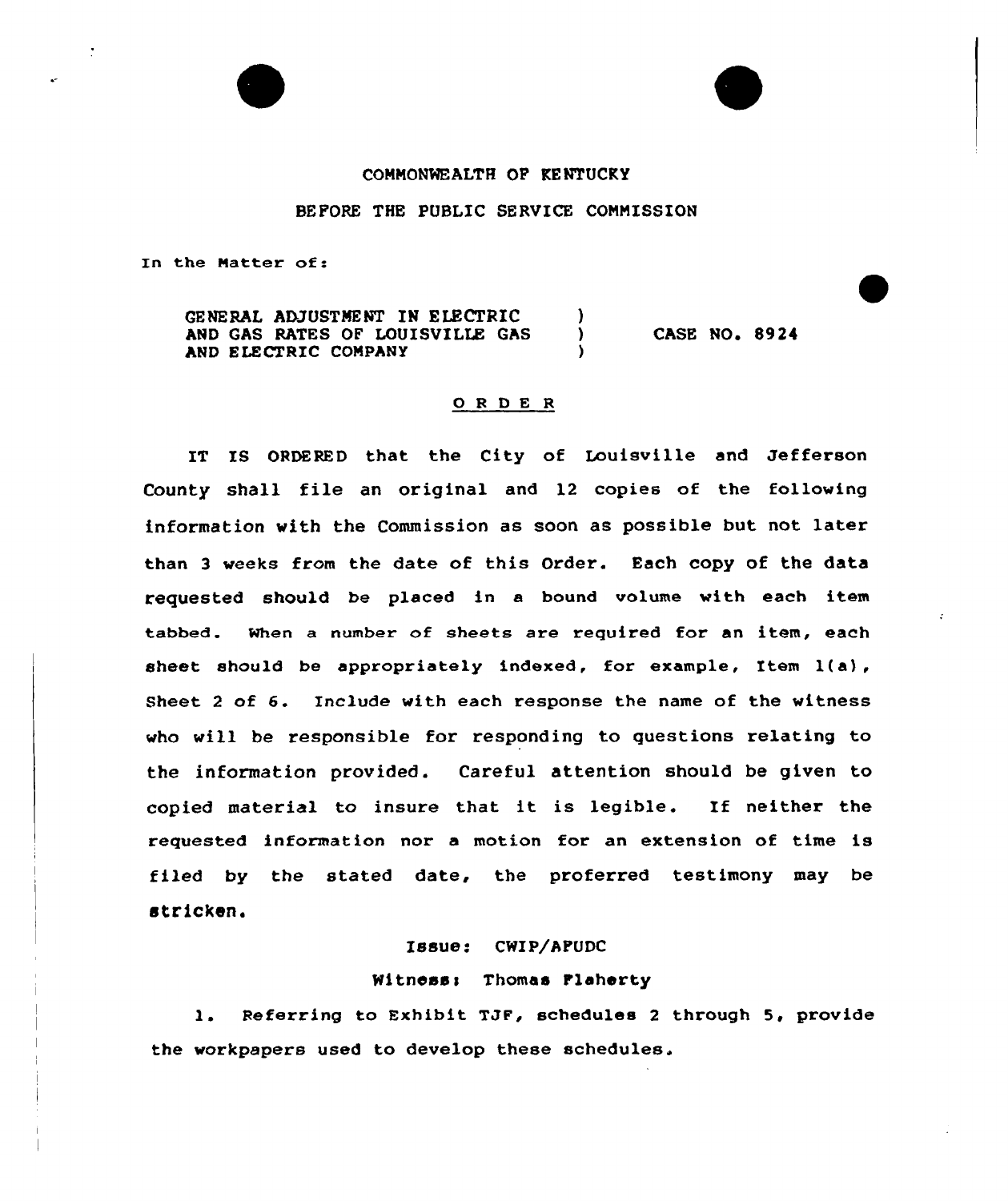COMMONWEALTH OF KENTUCKY

BEFORE THE PUBLIC SERVICE COMMISSION

In the Matter of:

| | | |
|---|---|---|
| GENERAL ADJUSTMENT IN ELECTRIC AND GAS RATES OF LOUISVILLE GAS AND ELECTRIC COMPANY | ) ) ) | CASE NO. 8924 |

## O R D E R

IT IS ORDERED that the City of Louisville and Jefferson County shall file an original and 12 copies of the following information with the Commission as soon as possible but not later than 3 weeks from the date of this Order. Each copy of the data requested should be placed in a bound volume with each item tabbed. When a number of sheets are required for an item, each sheet should be appropriately indexed, for example, Item 1(a), Sheet 2 of 6. Include with each response the name of the witness who will be responsible for responding to questions relating to the information provided. Careful attention should be given to copied material to insure that it is legible. If neither the requested information nor a motion for an extension of time is filed by the stated date, the proferred testimony may be stricken.

Issue: CWIP/AFUDC

Witness: Thomas Flaherty

1. Referring to Exhibit TJF, schedules 2 through 5, provide the workpapers used to develop these schedules.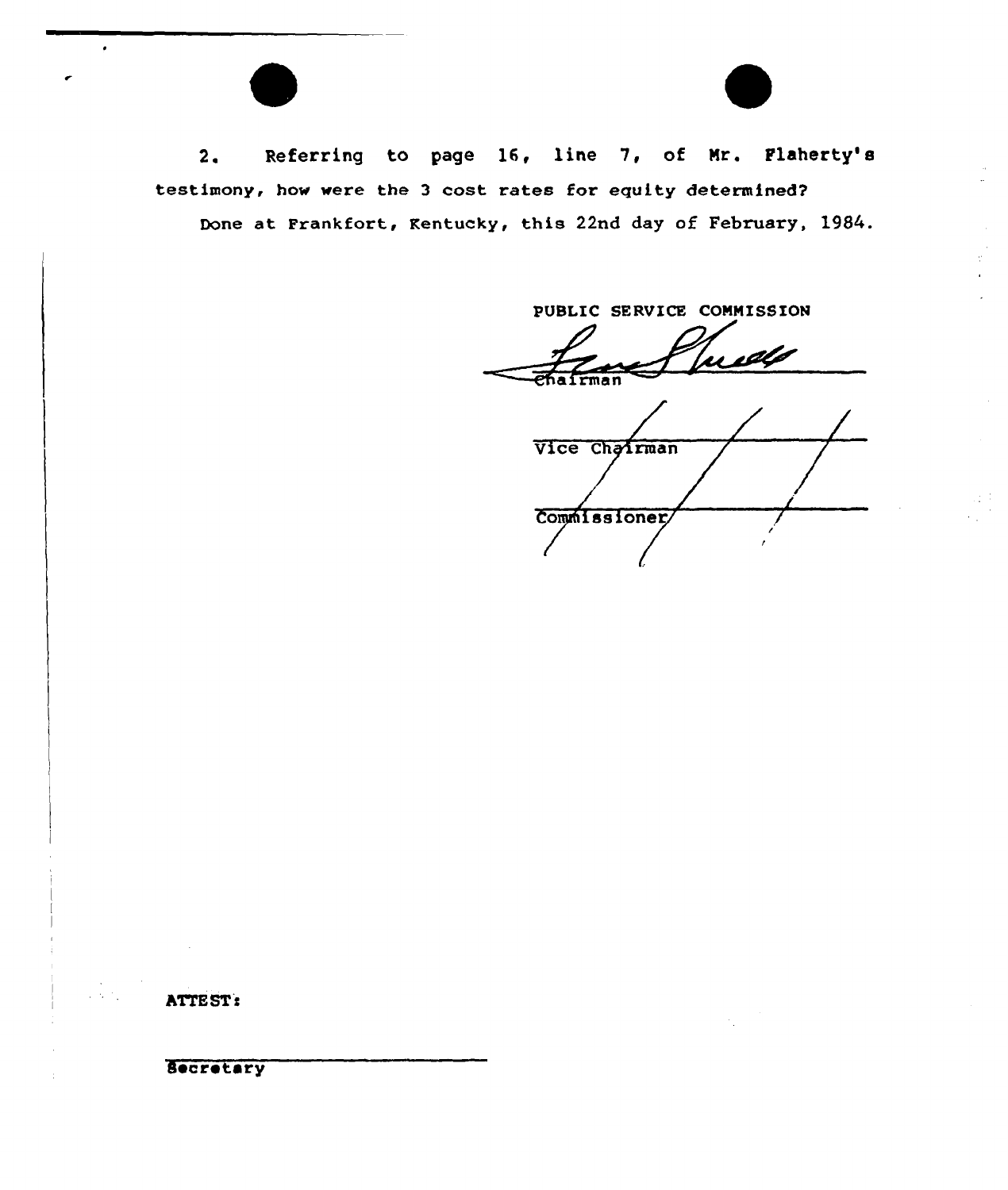2. Referring to page 16, line 7, of Mr. Flaherty's testimony, how were the 3 cost rates for equity determined?

Done at Frankfort, Kentucky, this 22nd day of February, 1984.

PUBLIC SERVICE COMMISSION

Chairman

Vice Chairman

Commissioner

ATTEST:

Secretary